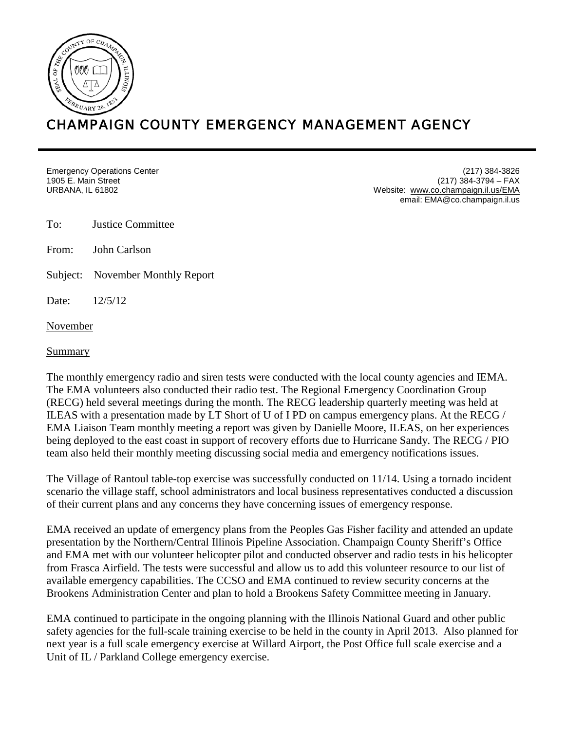# CHAMPAIGN COUNTY EMERGENCY MANAGEMENT AGENCY

Emergency Operations Center
1905 E. Main Street
URBANA, IL 61802

(217) 384-3826
(217) 384-3794 – FAX
Website: www.co.champaign.il.us/EMA
email: EMA@co.champaign.il.us

To: Justice Committee

From: John Carlson

Subject: November Monthly Report

Date: 12/5/12

November

Summary

The monthly emergency radio and siren tests were conducted with the local county agencies and IEMA. The EMA volunteers also conducted their radio test. The Regional Emergency Coordination Group (RECG) held several meetings during the month. The RECG leadership quarterly meeting was held at ILEAS with a presentation made by LT Short of U of I PD on campus emergency plans. At the RECG / EMA Liaison Team monthly meeting a report was given by Danielle Moore, ILEAS, on her experiences being deployed to the east coast in support of recovery efforts due to Hurricane Sandy. The RECG / PIO team also held their monthly meeting discussing social media and emergency notifications issues.

The Village of Rantoul table-top exercise was successfully conducted on 11/14. Using a tornado incident scenario the village staff, school administrators and local business representatives conducted a discussion of their current plans and any concerns they have concerning issues of emergency response.

EMA received an update of emergency plans from the Peoples Gas Fisher facility and attended an update presentation by the Northern/Central Illinois Pipeline Association. Champaign County Sheriff's Office and EMA met with our volunteer helicopter pilot and conducted observer and radio tests in his helicopter from Frasca Airfield. The tests were successful and allow us to add this volunteer resource to our list of available emergency capabilities. The CCSO and EMA continued to review security concerns at the Brookens Administration Center and plan to hold a Brookens Safety Committee meeting in January.

EMA continued to participate in the ongoing planning with the Illinois National Guard and other public safety agencies for the full-scale training exercise to be held in the county in April 2013. Also planned for next year is a full scale emergency exercise at Willard Airport, the Post Office full scale exercise and a Unit of IL / Parkland College emergency exercise.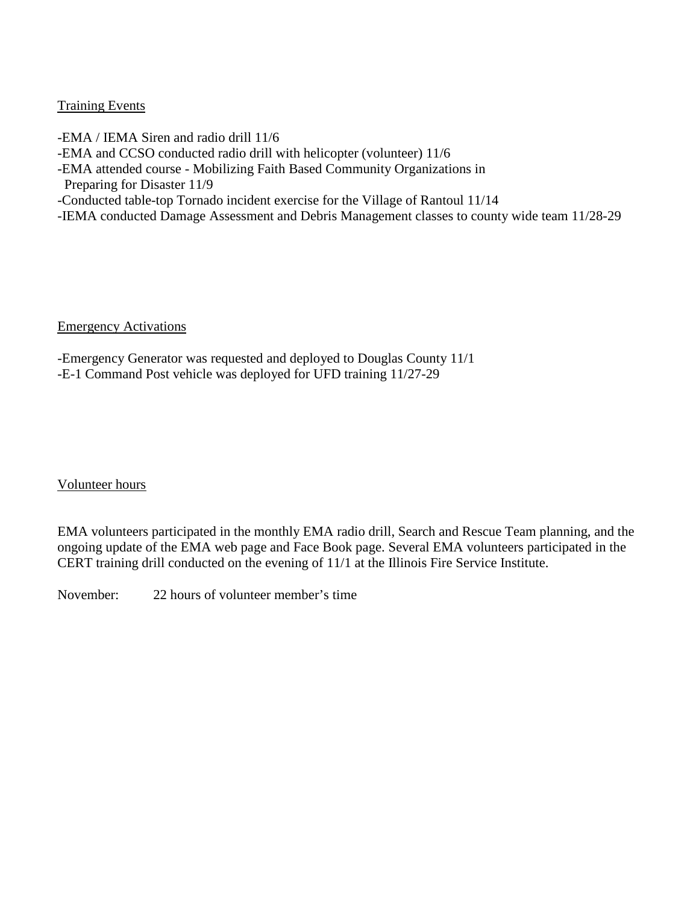Training Events

-EMA / IEMA Siren and radio drill 11/6
-EMA and CCSO conducted radio drill with helicopter (volunteer) 11/6
-EMA attended course - Mobilizing Faith Based Community Organizations in Preparing for Disaster 11/9
-Conducted table-top Tornado incident exercise for the Village of Rantoul 11/14
-IEMA conducted Damage Assessment and Debris Management classes to county wide team 11/28-29

Emergency Activations

-Emergency Generator was requested and deployed to Douglas County 11/1
-E-1 Command Post vehicle was deployed for UFD training 11/27-29

Volunteer hours

EMA volunteers participated in the monthly EMA radio drill, Search and Rescue Team planning, and the ongoing update of the EMA web page and Face Book page. Several EMA volunteers participated in the CERT training drill conducted on the evening of 11/1 at the Illinois Fire Service Institute.

November: 22 hours of volunteer member's time